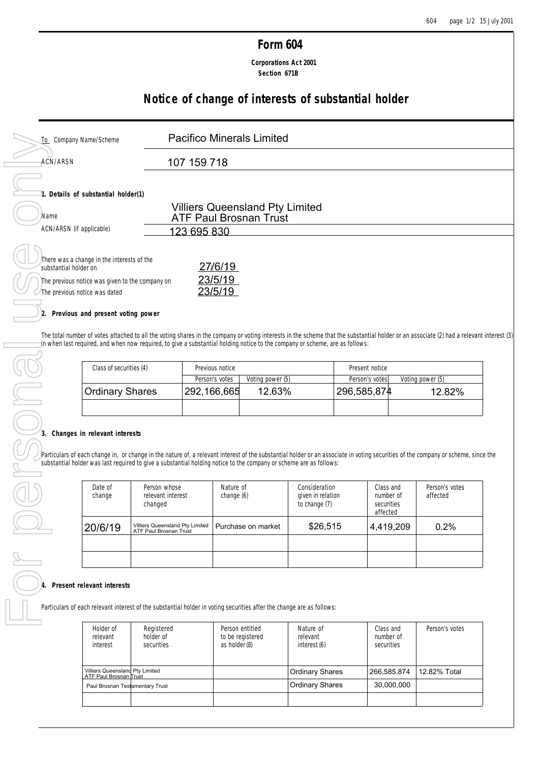# Form 604

**Corporations Act 2001**
**Section 671B**

## Notice of change of interests of substantial holder

| | |
|---|---|
| To Company Name/Scheme | Pacifico Minerals Limited |
| ACN/ARSN | 107 159 718 |

### 1. Details of substantial holder(1)

| | |
|---|---|
| Name | Villiers Queensland Pty Limited ATF Paul Brosnan Trust |
| ACN/ARSN (if applicable) | 123 695 830 |

| | |
|---|---|
| There was a change in the interests of the substantial holder on | 27/6/19 |
| The previous notice was given to the company on | 23/5/19 |
| The previous notice was dated | 23/5/19 |

### 2. Previous and present voting power

The total number of votes attached to all the voting shares in the company or voting interests in the scheme that the substantial holder or an associate (2) had a relevant interest (3) in when last required, and when now required, to give a substantial holding notice to the company or scheme, are as follows:

| Class of securities (4) | Previous notice | | Present notice | |
|---|---|---|---|---|
| | Person's votes | Voting power (5) | Person's votes | Voting power (5) |
| Ordinary Shares | 292,166,665 | 12.63% | 296,585,874 | 12.82% |
| | | | | |

### 3. Changes in relevant interests

Particulars of each change in, or change in the nature of, a relevant interest of the substantial holder or an associate in voting securities of the company or scheme, since the substantial holder was last required to give a substantial holding notice to the company or scheme are as follows:

| Date of change | Person whose relevant interest changed | Nature of change (6) | Consideration given in relation to change (7) | Class and number of securities affected | Person's votes affected |
|---|---|---|---|---|---|
| 20/6/19 | Villiers Queensland Pty Limited ATF Paul Brosnan Trust | Purchase on market | $26,515 | 4,419,209 | 0.2% |
| | | | | | |
| | | | | | |

### 4. Present relevant interests

Particulars of each relevant interest of the substantial holder in voting securities after the change are as follows:

| Holder of relevant interest | Registered holder of securities | Person entitled to be registered as holder (8) | Nature of relevant interest (6) | Class and number of securities | Person's votes |
|---|---|---|---|---|---|
| Villiers Queensland Pty Limited ATF Paul Brosnan Trust | | | Ordinary Shares | 266,585,874 | 12.82% Total |
| Paul Brosnan Testamentary Trust | | | Ordinary Shares | 30,000,000 | |
| | | | | | |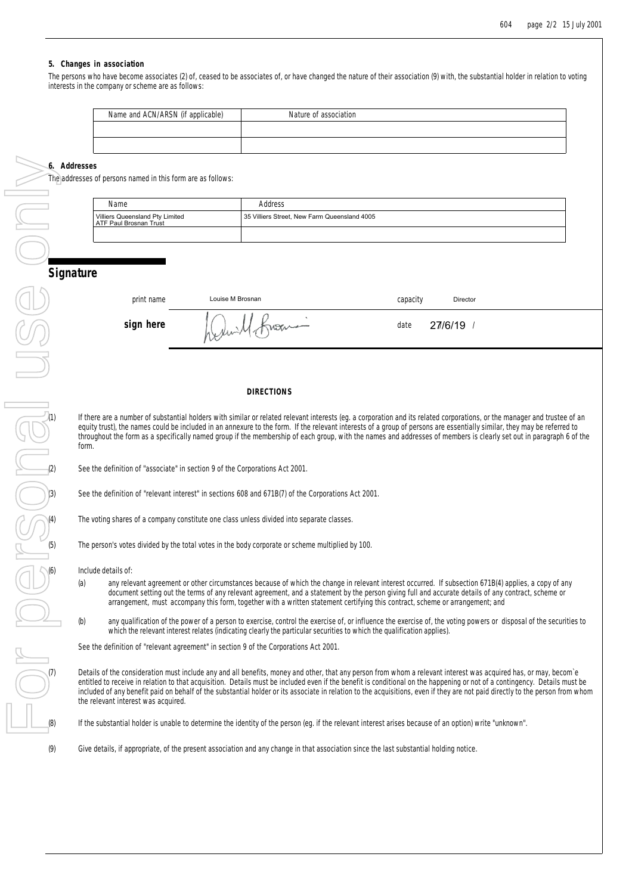### 5. Changes in association

The persons who have become associates (2) of, ceased to be associates of, or have changed the nature of their association (9) with, the substantial holder in relation to voting interests in the company or scheme are as follows:

| Name and ACN/ARSN (if applicable) | Nature of association |
|---|---|
| | |
| | |

### 6. Addresses

The addresses of persons named in this form are as follows:

| Name | Address |
|---|---|
| Villiers Queensland Pty Limited ATF Paul Brosnan Trust | 35 Villiers Street, New Farm Queensland 4005 |
| | |

## Signature

| | | | |
|---|---|---|---|
| print name | Louise M Brosnan | capacity | Director |
| sign here | | date | 27/6/19 / |

### DIRECTIONS

(1) If there are a number of substantial holders with similar or related relevant interests (eg. a corporation and its related corporations, or the manager and trustee of an equity trust), the names could be included in an annexure to the form. If the relevant interests of a group of persons are essentially similar, they may be referred to throughout the form as a specifically named group if the membership of each group, with the names and addresses of members is clearly set out in paragraph 6 of the form.

(2) See the definition of "associate" in section 9 of the Corporations Act 2001.

(3) See the definition of "relevant interest" in sections 608 and 671B(7) of the Corporations Act 2001.

(4) The voting shares of a company constitute one class unless divided into separate classes.

(5) The person's votes divided by the total votes in the body corporate or scheme multiplied by 100.

(6) Include details of:

(a) any relevant agreement or other circumstances because of which the change in relevant interest occurred. If subsection 671B(4) applies, a copy of any document setting out the terms of any relevant agreement, and a statement by the person giving full and accurate details of any contract, scheme or arrangement, must accompany this form, together with a written statement certifying this contract, scheme or arrangement; and

(b) any qualification of the power of a person to exercise, control the exercise of, or influence the exercise of, the voting powers or disposal of the securities to which the relevant interest relates (indicating clearly the particular securities to which the qualification applies).

See the definition of "relevant agreement" in section 9 of the Corporations Act 2001.

(7) Details of the consideration must include any and all benefits, money and other, that any person from whom a relevant interest was acquired has, or may, becom`e entitled to receive in relation to that acquisition. Details must be included even if the benefit is conditional on the happening or not of a contingency. Details must be included of any benefit paid on behalf of the substantial holder or its associate in relation to the acquisitions, even if they are not paid directly to the person from whom the relevant interest was acquired.

(8) If the substantial holder is unable to determine the identity of the person (eg. if the relevant interest arises because of an option) write "unknown".

(9) Give details, if appropriate, of the present association and any change in that association since the last substantial holding notice.